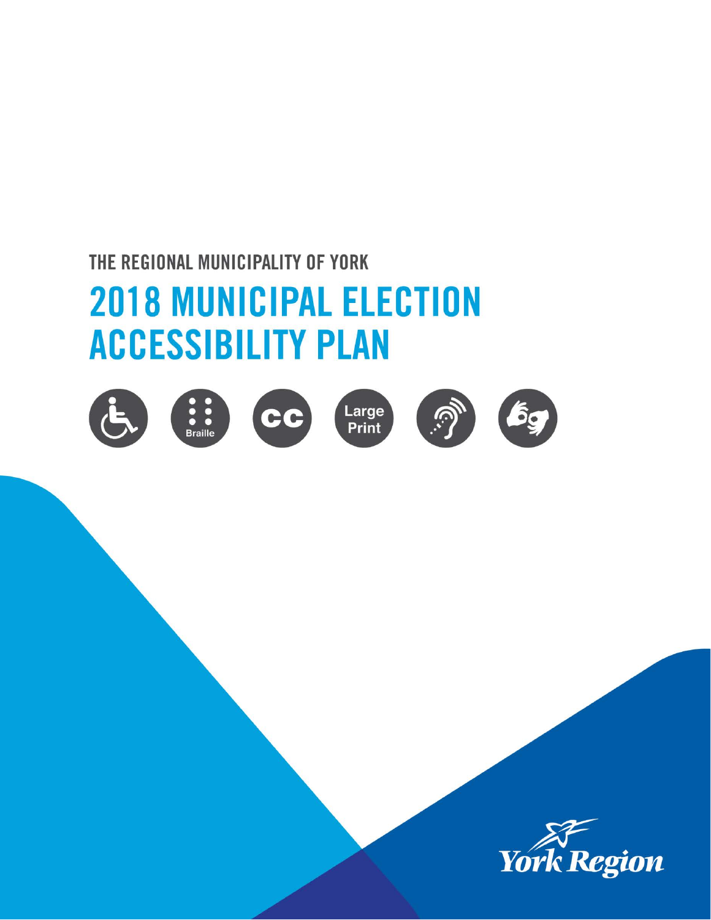THE REGIONAL MUNICIPALITY OF YORK

# 2018 MUNICIPAL ELECTION ACCESSIBILITY PLAN

Braille

Large Print

York Region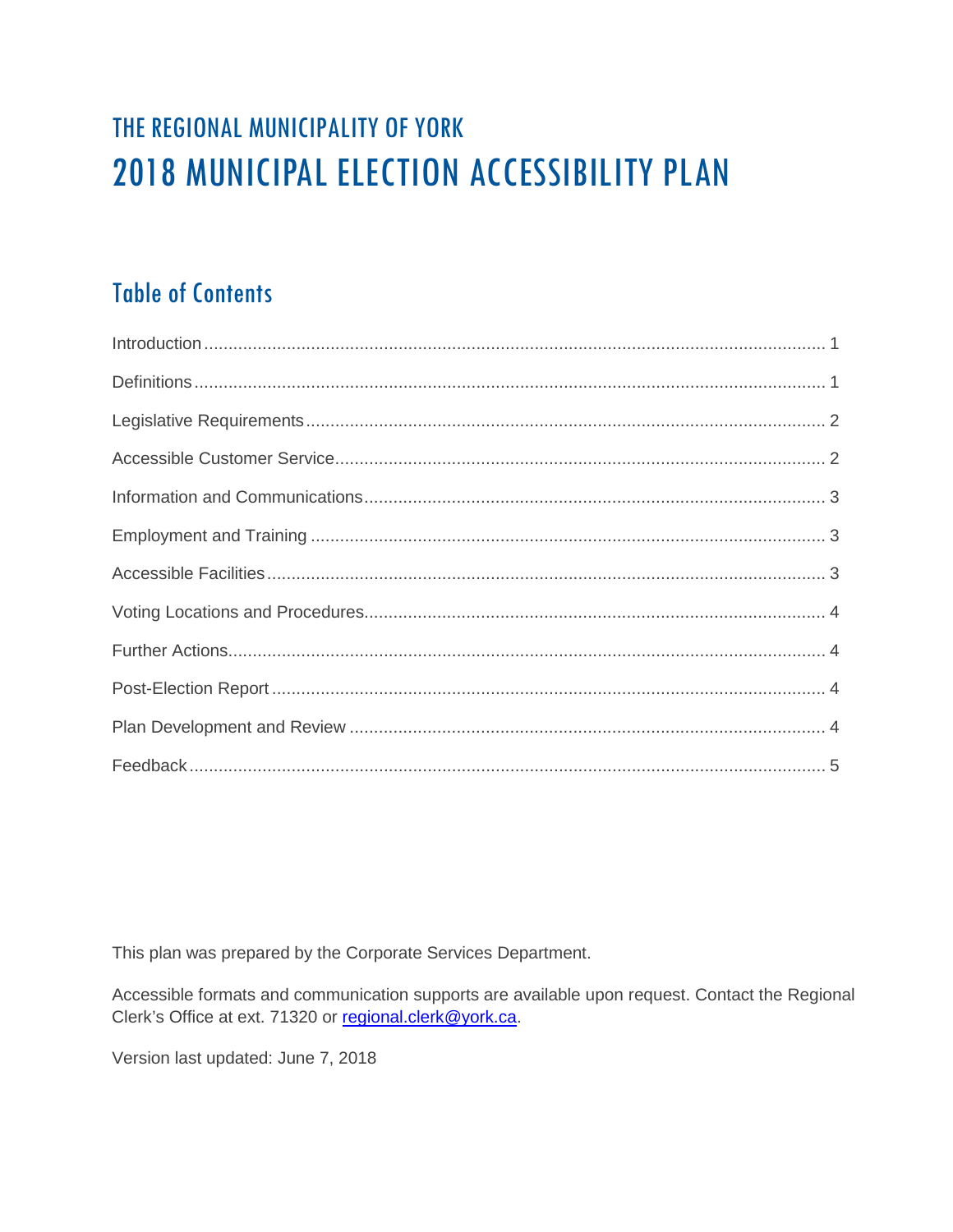# THE REGIONAL MUNICIPALITY OF YORK
# 2018 MUNICIPAL ELECTION ACCESSIBILITY PLAN

## Table of Contents

Introduction ........................................................ 1

Definitions ........................................................ 1

Legislative Requirements ........................................................ 2

Accessible Customer Service ........................................................ 2

Information and Communications ........................................................ 3

Employment and Training ........................................................ 3

Accessible Facilities ........................................................ 3

Voting Locations and Procedures ........................................................ 4

Further Actions ........................................................ 4

Post-Election Report ........................................................ 4

Plan Development and Review ........................................................ 4

Feedback ........................................................ 5

This plan was prepared by the Corporate Services Department.

Accessible formats and communication supports are available upon request. Contact the Regional Clerk's Office at ext. 71320 or [regional.clerk@york.ca](mailto:regional.clerk@york.ca).

Version last updated: June 7, 2018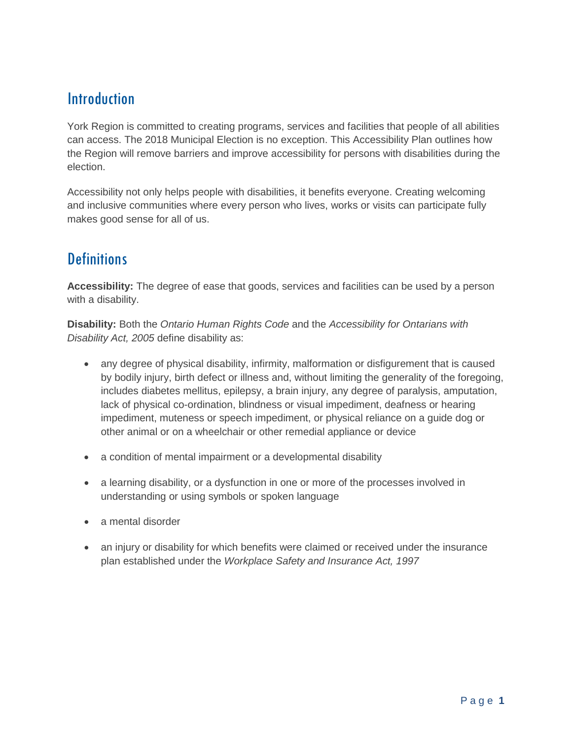## Introduction

York Region is committed to creating programs, services and facilities that people of all abilities can access. The 2018 Municipal Election is no exception. This Accessibility Plan outlines how the Region will remove barriers and improve accessibility for persons with disabilities during the election.

Accessibility not only helps people with disabilities, it benefits everyone. Creating welcoming and inclusive communities where every person who lives, works or visits can participate fully makes good sense for all of us.

## Definitions

**Accessibility:** The degree of ease that goods, services and facilities can be used by a person with a disability.

**Disability:** Both the *Ontario Human Rights Code* and the *Accessibility for Ontarians with Disability Act, 2005* define disability as:

- any degree of physical disability, infirmity, malformation or disfigurement that is caused by bodily injury, birth defect or illness and, without limiting the generality of the foregoing, includes diabetes mellitus, epilepsy, a brain injury, any degree of paralysis, amputation, lack of physical co-ordination, blindness or visual impediment, deafness or hearing impediment, muteness or speech impediment, or physical reliance on a guide dog or other animal or on a wheelchair or other remedial appliance or device
- a condition of mental impairment or a developmental disability
- a learning disability, or a dysfunction in one or more of the processes involved in understanding or using symbols or spoken language
- a mental disorder
- an injury or disability for which benefits were claimed or received under the insurance plan established under the *Workplace Safety and Insurance Act, 1997*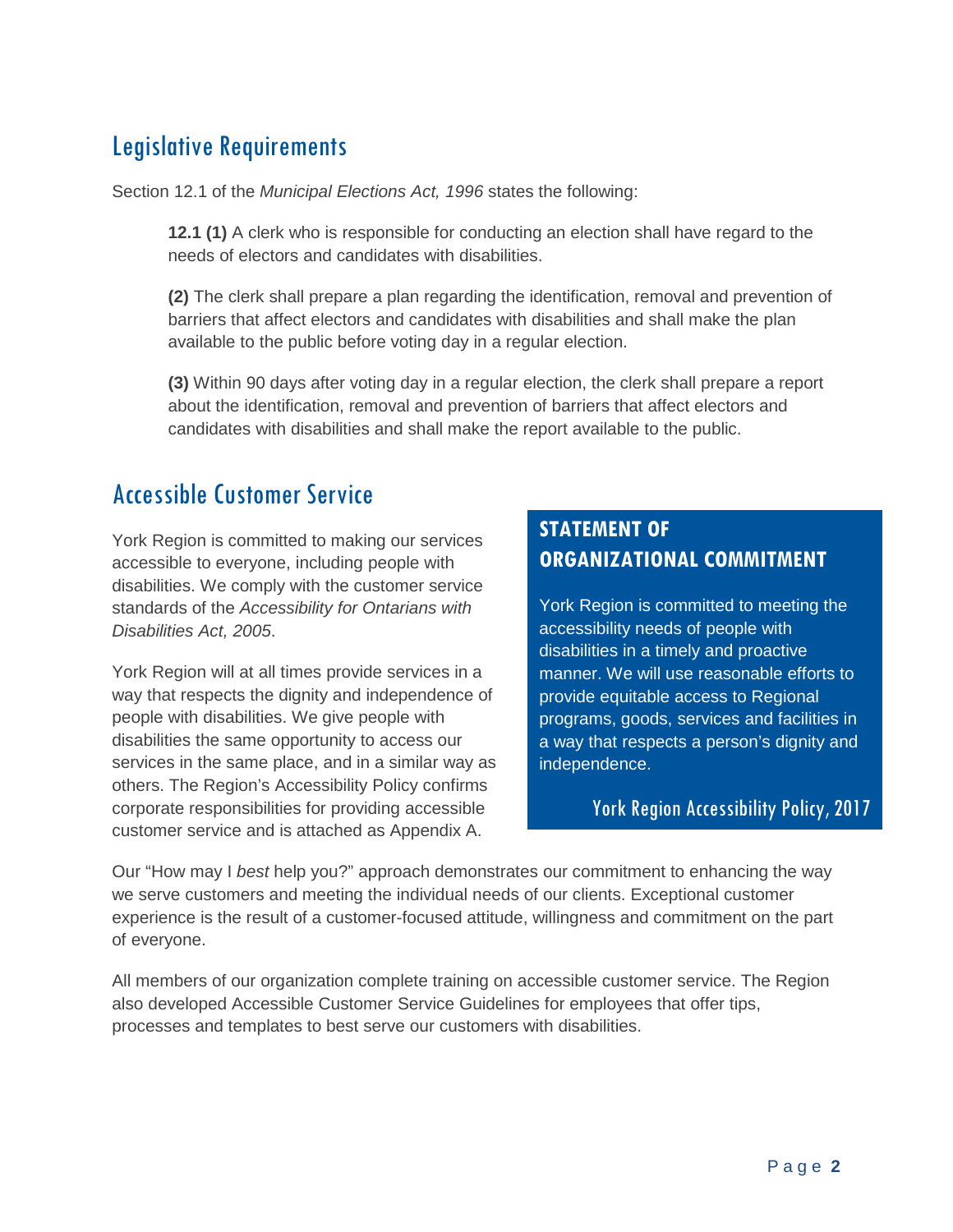## Legislative Requirements

Section 12.1 of the *Municipal Elections Act, 1996* states the following:

> **12.1 (1)** A clerk who is responsible for conducting an election shall have regard to the needs of electors and candidates with disabilities.
>
> **(2)** The clerk shall prepare a plan regarding the identification, removal and prevention of barriers that affect electors and candidates with disabilities and shall make the plan available to the public before voting day in a regular election.
>
> **(3)** Within 90 days after voting day in a regular election, the clerk shall prepare a report about the identification, removal and prevention of barriers that affect electors and candidates with disabilities and shall make the report available to the public.

## Accessible Customer Service

York Region is committed to making our services accessible to everyone, including people with disabilities. We comply with the customer service standards of the *Accessibility for Ontarians with Disabilities Act, 2005*.

York Region will at all times provide services in a way that respects the dignity and independence of people with disabilities. We give people with disabilities the same opportunity to access our services in the same place, and in a similar way as others. The Region's Accessibility Policy confirms corporate responsibilities for providing accessible customer service and is attached as Appendix A.

> **STATEMENT OF ORGANIZATIONAL COMMITMENT**
>
> York Region is committed to meeting the accessibility needs of people with disabilities in a timely and proactive manner. We will use reasonable efforts to provide equitable access to Regional programs, goods, services and facilities in a way that respects a person's dignity and independence.
>
> York Region Accessibility Policy, 2017

Our "How may I *best* help you?" approach demonstrates our commitment to enhancing the way we serve customers and meeting the individual needs of our clients. Exceptional customer experience is the result of a customer-focused attitude, willingness and commitment on the part of everyone.

All members of our organization complete training on accessible customer service. The Region also developed Accessible Customer Service Guidelines for employees that offer tips, processes and templates to best serve our customers with disabilities.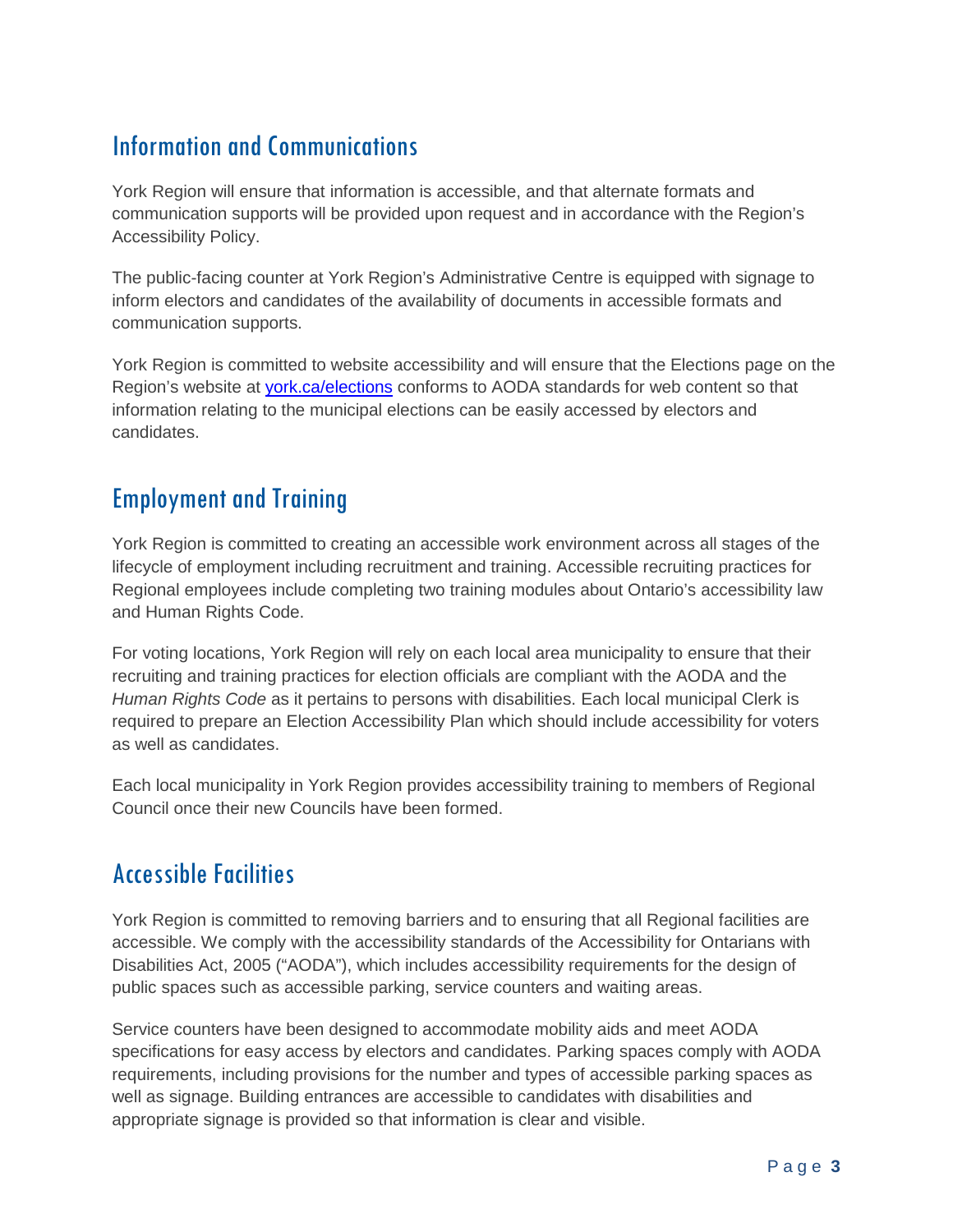## Information and Communications

York Region will ensure that information is accessible, and that alternate formats and communication supports will be provided upon request and in accordance with the Region's Accessibility Policy.

The public-facing counter at York Region's Administrative Centre is equipped with signage to inform electors and candidates of the availability of documents in accessible formats and communication supports.

York Region is committed to website accessibility and will ensure that the Elections page on the Region's website at [york.ca/elections](york.ca/elections) conforms to AODA standards for web content so that information relating to the municipal elections can be easily accessed by electors and candidates.

## Employment and Training

York Region is committed to creating an accessible work environment across all stages of the lifecycle of employment including recruitment and training. Accessible recruiting practices for Regional employees include completing two training modules about Ontario's accessibility law and Human Rights Code.

For voting locations, York Region will rely on each local area municipality to ensure that their recruiting and training practices for election officials are compliant with the AODA and the *Human Rights Code* as it pertains to persons with disabilities. Each local municipal Clerk is required to prepare an Election Accessibility Plan which should include accessibility for voters as well as candidates.

Each local municipality in York Region provides accessibility training to members of Regional Council once their new Councils have been formed.

## Accessible Facilities

York Region is committed to removing barriers and to ensuring that all Regional facilities are accessible. We comply with the accessibility standards of the Accessibility for Ontarians with Disabilities Act, 2005 ("AODA"), which includes accessibility requirements for the design of public spaces such as accessible parking, service counters and waiting areas.

Service counters have been designed to accommodate mobility aids and meet AODA specifications for easy access by electors and candidates. Parking spaces comply with AODA requirements, including provisions for the number and types of accessible parking spaces as well as signage. Building entrances are accessible to candidates with disabilities and appropriate signage is provided so that information is clear and visible.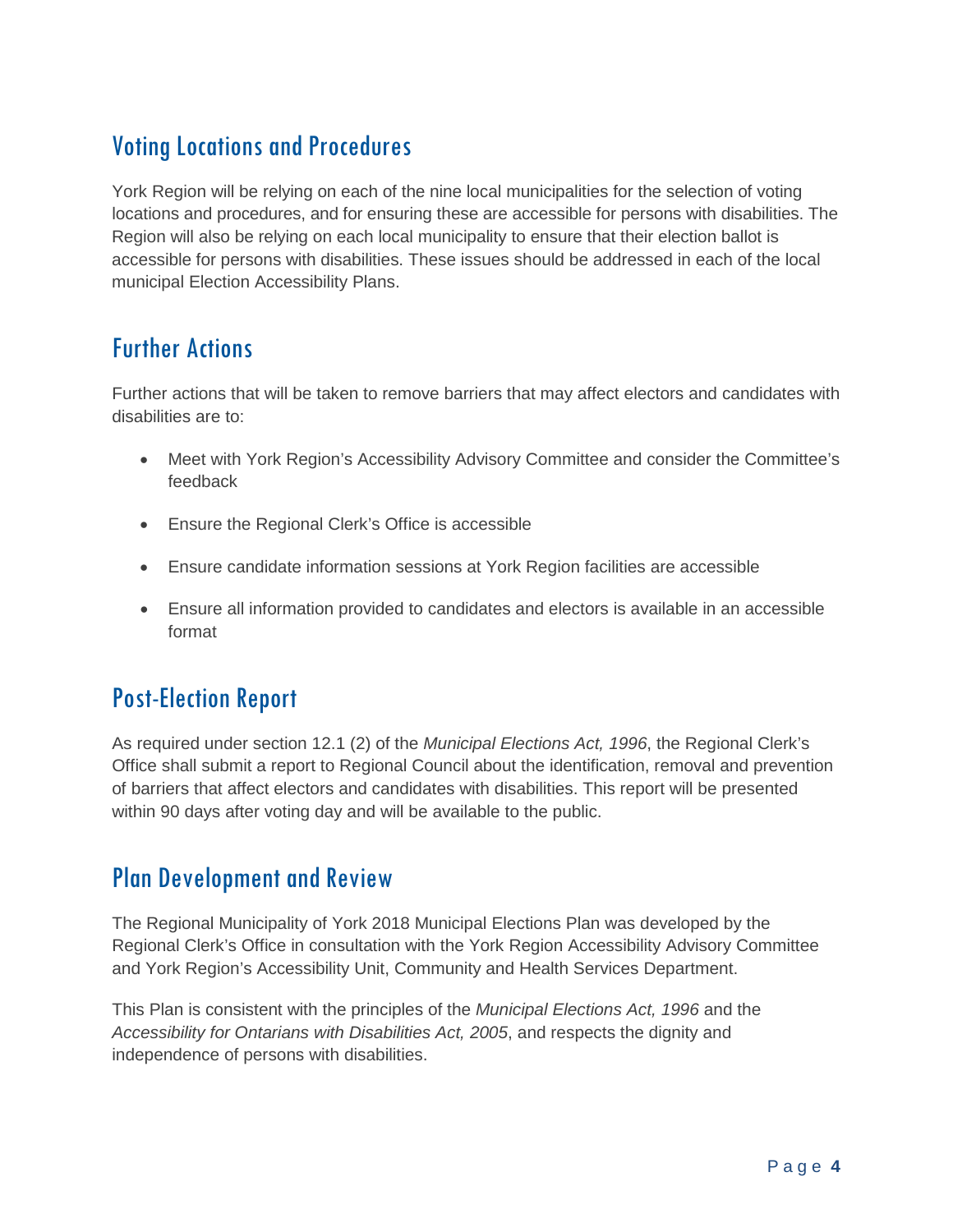## Voting Locations and Procedures

York Region will be relying on each of the nine local municipalities for the selection of voting locations and procedures, and for ensuring these are accessible for persons with disabilities. The Region will also be relying on each local municipality to ensure that their election ballot is accessible for persons with disabilities. These issues should be addressed in each of the local municipal Election Accessibility Plans.

## Further Actions

Further actions that will be taken to remove barriers that may affect electors and candidates with disabilities are to:

- Meet with York Region's Accessibility Advisory Committee and consider the Committee's feedback
- Ensure the Regional Clerk's Office is accessible
- Ensure candidate information sessions at York Region facilities are accessible
- Ensure all information provided to candidates and electors is available in an accessible format

## Post-Election Report

As required under section 12.1 (2) of the *Municipal Elections Act, 1996*, the Regional Clerk's Office shall submit a report to Regional Council about the identification, removal and prevention of barriers that affect electors and candidates with disabilities. This report will be presented within 90 days after voting day and will be available to the public.

## Plan Development and Review

The Regional Municipality of York 2018 Municipal Elections Plan was developed by the Regional Clerk's Office in consultation with the York Region Accessibility Advisory Committee and York Region's Accessibility Unit, Community and Health Services Department.

This Plan is consistent with the principles of the *Municipal Elections Act, 1996* and the *Accessibility for Ontarians with Disabilities Act, 2005*, and respects the dignity and independence of persons with disabilities.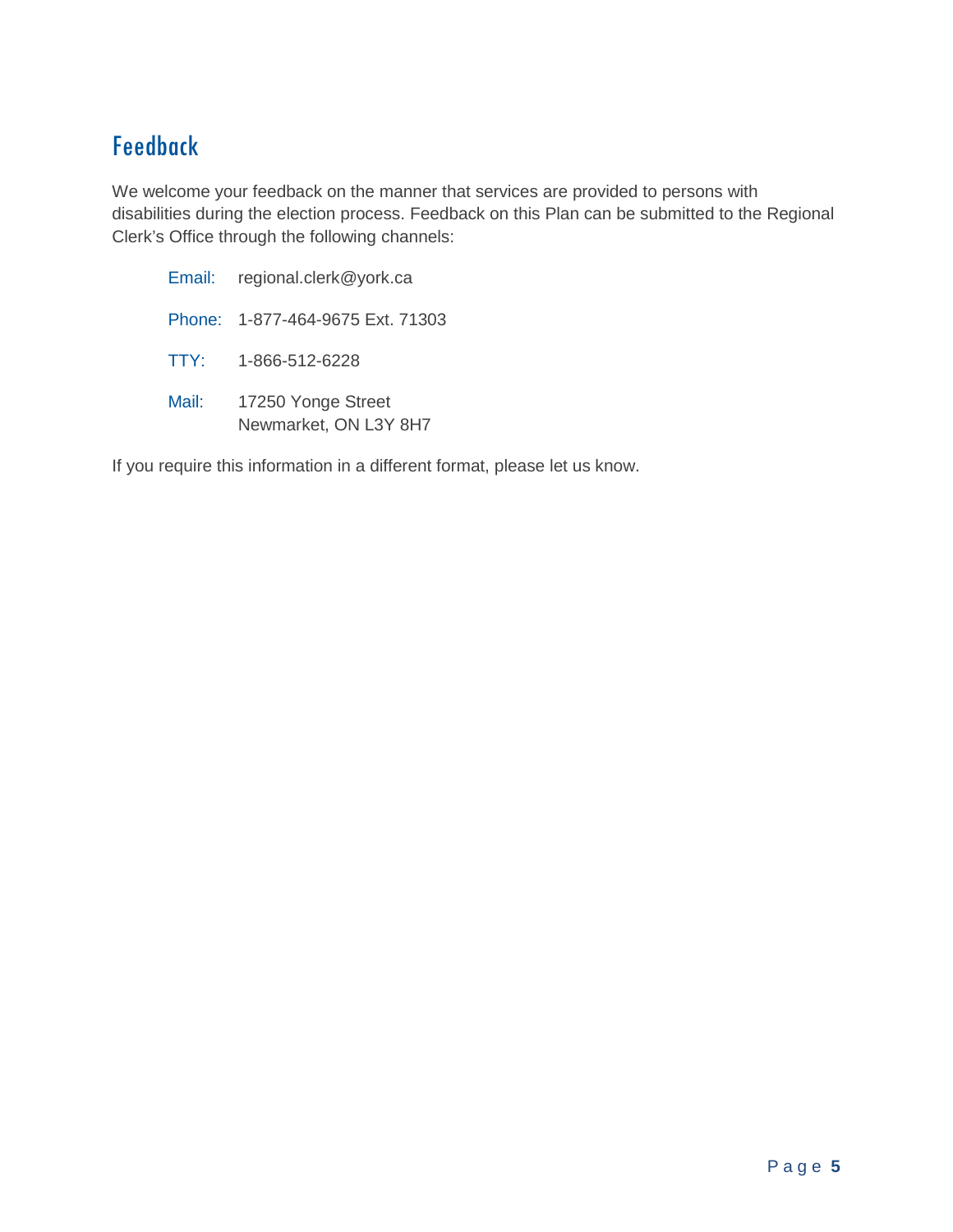## Feedback

We welcome your feedback on the manner that services are provided to persons with disabilities during the election process. Feedback on this Plan can be submitted to the Regional Clerk's Office through the following channels:

Email: regional.clerk@york.ca

Phone: 1-877-464-9675 Ext. 71303

TTY: 1-866-512-6228

Mail: 17250 Yonge Street
Newmarket, ON L3Y 8H7

If you require this information in a different format, please let us know.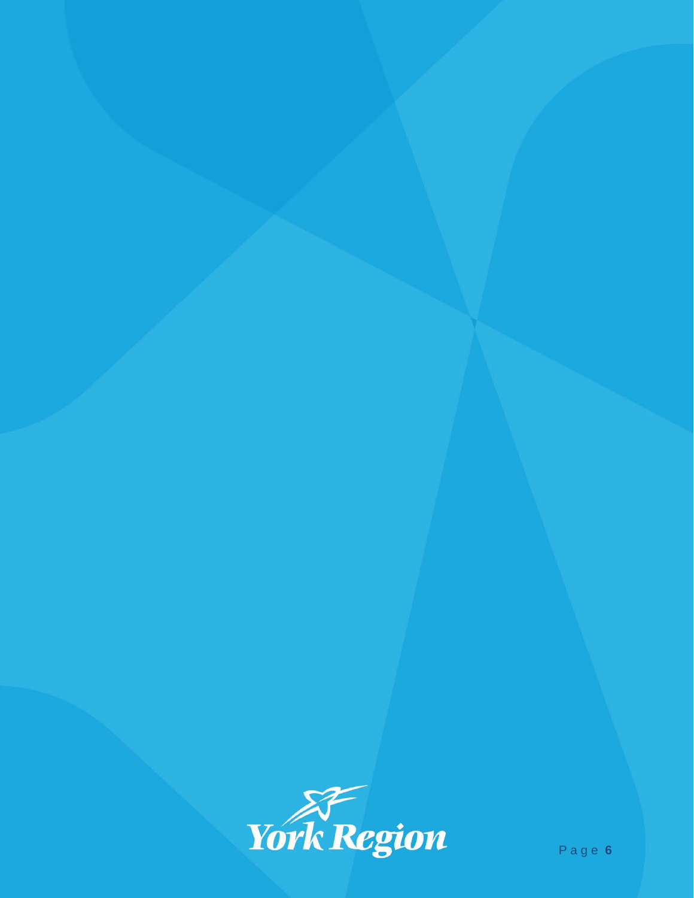York Region